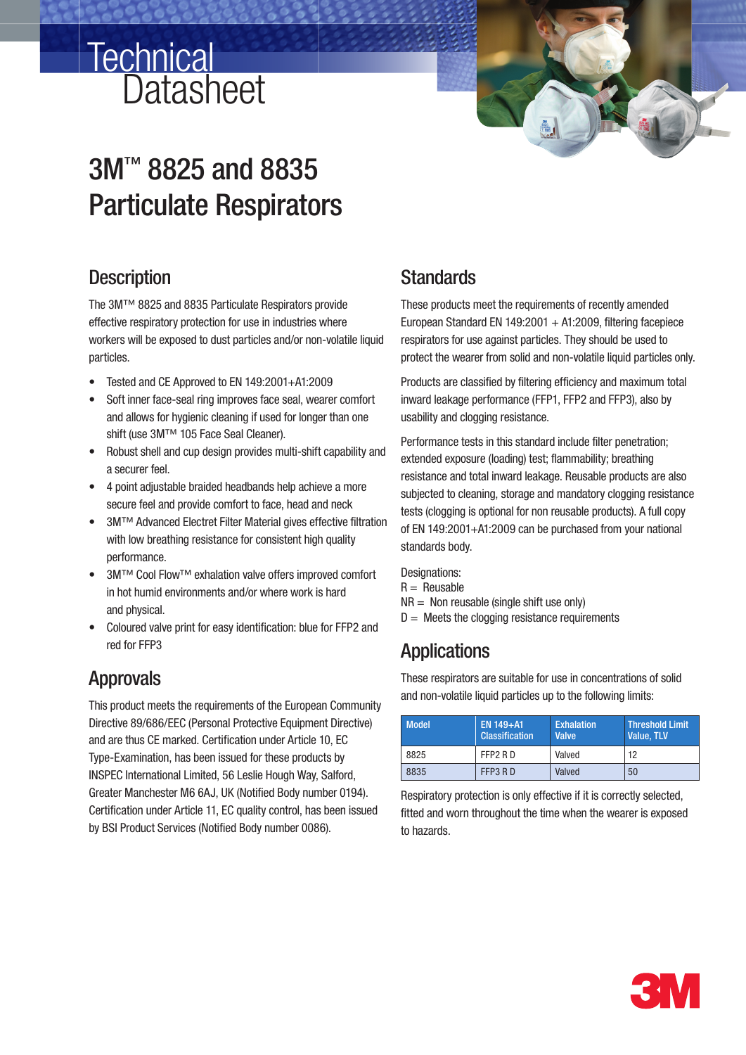# Technical Datasheet

# 3M™ 8825 and 8835 Particulate Respirators

## Description

The 3M™ 8825 and 8835 Particulate Respirators provide effective respiratory protection for use in industries where workers will be exposed to dust particles and/or non-volatile liquid particles.

- Tested and CE Approved to EN 149:2001+A1:2009
- Soft inner face-seal ring improves face seal, wearer comfort and allows for hygienic cleaning if used for longer than one shift (use 3M™ 105 Face Seal Cleaner).
- Robust shell and cup design provides multi-shift capability and a securer feel.
- 4 point adjustable braided headbands help achieve a more secure feel and provide comfort to face, head and neck
- 3M™ Advanced Electret Filter Material gives effective filtration with low breathing resistance for consistent high quality performance.
- 3M™ Cool Flow™ exhalation valve offers improved comfort in hot humid environments and/or where work is hard and physical.
- Coloured valve print for easy identification: blue for FFP2 and red for FFP3

## Approvals

This product meets the requirements of the European Community Directive 89/686/EEC (Personal Protective Equipment Directive) and are thus CE marked. Certification under Article 10, EC Type-Examination, has been issued for these products by INSPEC International Limited, 56 Leslie Hough Way, Salford, Greater Manchester M6 6AJ, UK (Notified Body number 0194). Certification under Article 11, EC quality control, has been issued by BSI Product Services (Notified Body number 0086).

## Standards

These products meet the requirements of recently amended European Standard EN 149:2001 + A1:2009, filtering facepiece respirators for use against particles. They should be used to protect the wearer from solid and non-volatile liquid particles only.

Products are classified by filtering efficiency and maximum total inward leakage performance (FFP1, FFP2 and FFP3), also by usability and clogging resistance.

Performance tests in this standard include filter penetration; extended exposure (loading) test; flammability; breathing resistance and total inward leakage. Reusable products are also subjected to cleaning, storage and mandatory clogging resistance tests (clogging is optional for non reusable products). A full copy of EN 149:2001+A1:2009 can be purchased from your national standards body.

Designations:
R = Reusable
NR = Non reusable (single shift use only)
D = Meets the clogging resistance requirements

## Applications

These respirators are suitable for use in concentrations of solid and non-volatile liquid particles up to the following limits:

| Model | EN 149+A1 Classification | Exhalation Valve | Threshold Limit Value, TLV |
|---|---|---|---|
| 8825 | FFP2 R D | Valved | 12 |
| 8835 | FFP3 R D | Valved | 50 |

Respiratory protection is only effective if it is correctly selected, fitted and worn throughout the time when the wearer is exposed to hazards.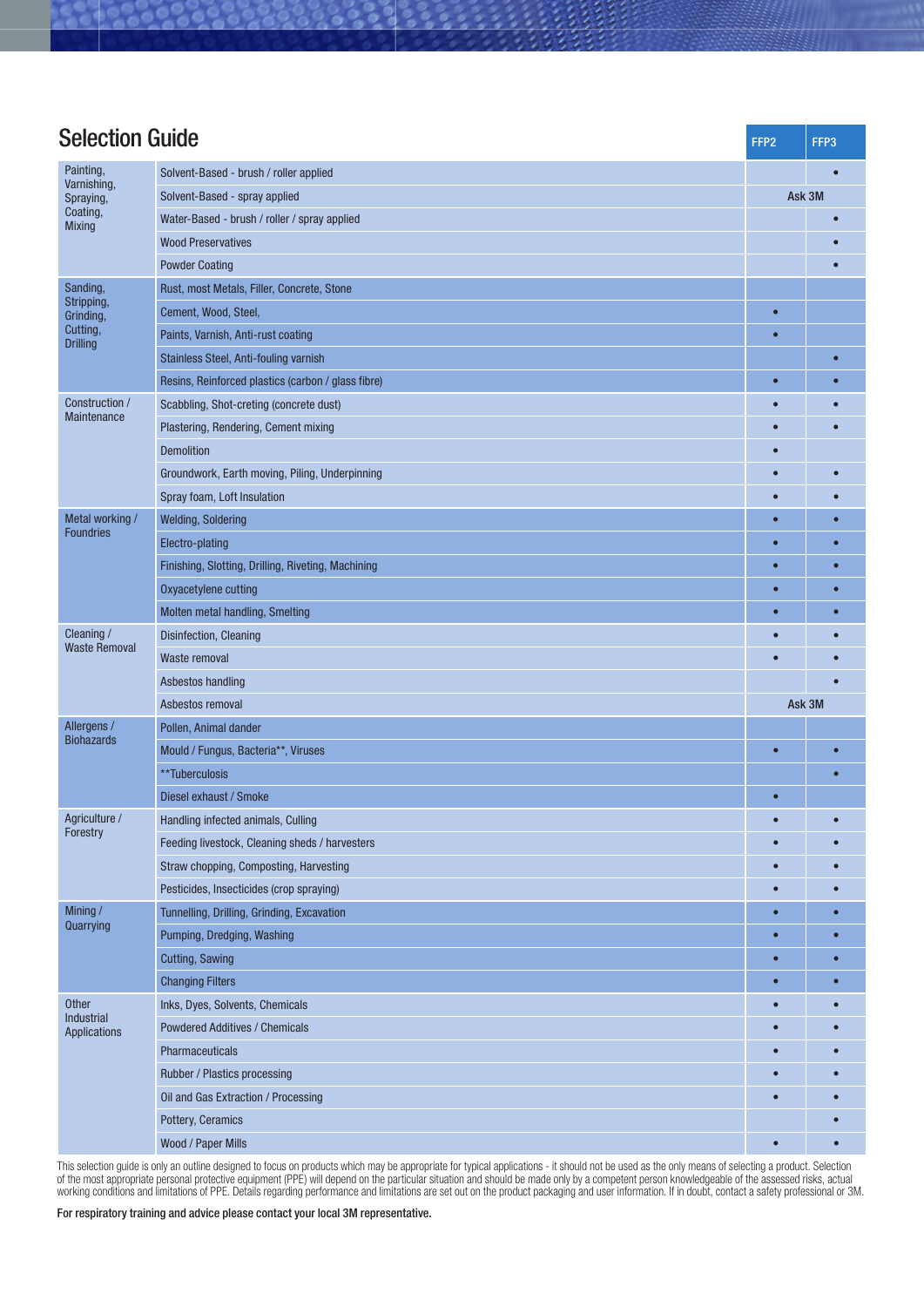## Selection Guide

| | | FFP2 | FFP3 |
|---|---|---|---|
| Painting, Varnishing, Spraying, Coating, Mixing | Solvent-Based - brush / roller applied | | • |
| | Solvent-Based - spray applied | Ask 3M | |
| | Water-Based - brush / roller / spray applied | | • |
| | Wood Preservatives | | • |
| | Powder Coating | | • |
| Sanding, Stripping, Grinding, Cutting, Drilling | Rust, most Metals, Filler, Concrete, Stone | | |
| | Cement, Wood, Steel, | • | |
| | Paints, Varnish, Anti-rust coating | • | |
| | Stainless Steel, Anti-fouling varnish | | • |
| | Resins, Reinforced plastics (carbon / glass fibre) | • | • |
| Construction / Maintenance | Scabbling, Shot-creting (concrete dust) | • | • |
| | Plastering, Rendering, Cement mixing | • | • |
| | Demolition | • | |
| | Groundwork, Earth moving, Piling, Underpinning | • | • |
| | Spray foam, Loft Insulation | • | • |
| Metal working / Foundries | Welding, Soldering | • | • |
| | Electro-plating | • | • |
| | Finishing, Slotting, Drilling, Riveting, Machining | • | • |
| | Oxyacetylene cutting | • | • |
| | Molten metal handling, Smelting | • | • |
| Cleaning / Waste Removal | Disinfection, Cleaning | • | • |
| | Waste removal | • | • |
| | Asbestos handling | | • |
| | Asbestos removal | Ask 3M | |
| Allergens / Biohazards | Pollen, Animal dander | | |
| | Mould / Fungus, Bacteria**, Viruses | • | • |
| | **Tuberculosis | | • |
| | Diesel exhaust / Smoke | • | |
| Agriculture / Forestry | Handling infected animals, Culling | • | • |
| | Feeding livestock, Cleaning sheds / harvesters | • | • |
| | Straw chopping, Composting, Harvesting | • | • |
| | Pesticides, Insecticides (crop spraying) | • | • |
| Mining / Quarrying | Tunnelling, Drilling, Grinding, Excavation | • | • |
| | Pumping, Dredging, Washing | • | • |
| | Cutting, Sawing | • | • |
| | Changing Filters | • | • |
| Other Industrial Applications | Inks, Dyes, Solvents, Chemicals | • | • |
| | Powdered Additives / Chemicals | • | • |
| | Pharmaceuticals | • | • |
| | Rubber / Plastics processing | • | • |
| | Oil and Gas Extraction / Processing | • | • |
| | Pottery, Ceramics | | • |
| | Wood / Paper Mills | • | • |

This selection guide is only an outline designed to focus on products which may be appropriate for typical applications - it should not be used as the only means of selecting a product. Selection of the most appropriate personal protective equipment (PPE) will depend on the particular situation and should be made only by a competent person knowledgeable of the assessed risks, actual working conditions and limitations of PPE. Details regarding performance and limitations are set out on the product packaging and user information. If in doubt, contact a safety professional or 3M.

**For respiratory training and advice please contact your local 3M representative.**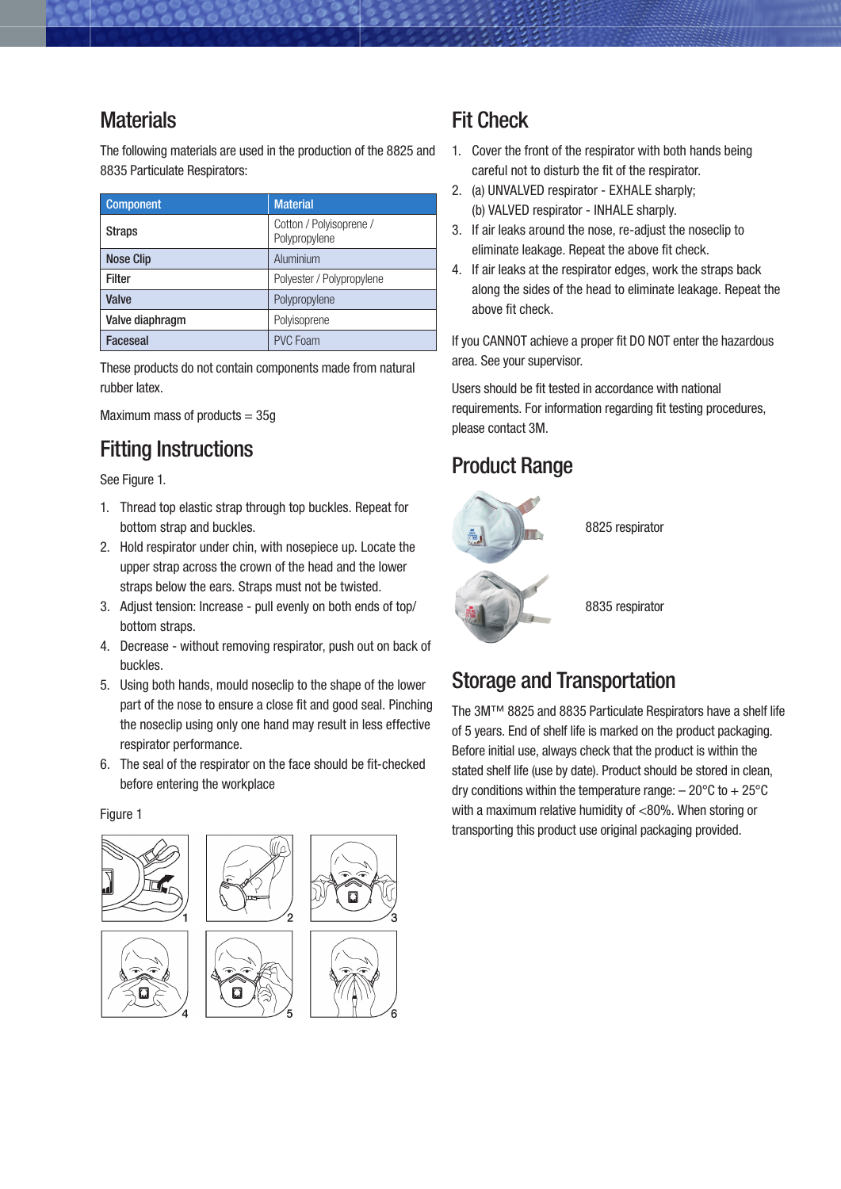## Materials

The following materials are used in the production of the 8825 and 8835 Particulate Respirators:

| Component | Material |
|---|---|
| Straps | Cotton / Polyisoprene / Polypropylene |
| Nose Clip | Aluminium |
| Filter | Polyester / Polypropylene |
| Valve | Polypropylene |
| Valve diaphragm | Polyisoprene |
| Faceseal | PVC Foam |

These products do not contain components made from natural rubber latex.

Maximum mass of products = 35g

## Fitting Instructions

See Figure 1.

1. Thread top elastic strap through top buckles. Repeat for bottom strap and buckles.
2. Hold respirator under chin, with nosepiece up. Locate the upper strap across the crown of the head and the lower straps below the ears. Straps must not be twisted.
3. Adjust tension: Increase - pull evenly on both ends of top/ bottom straps.
4. Decrease - without removing respirator, push out on back of buckles.
5. Using both hands, mould noseclip to the shape of the lower part of the nose to ensure a close fit and good seal. Pinching the noseclip using only one hand may result in less effective respirator performance.
6. The seal of the respirator on the face should be fit-checked before entering the workplace

Figure 1

## Fit Check

1. Cover the front of the respirator with both hands being careful not to disturb the fit of the respirator.
2. (a) UNVALVED respirator - EXHALE sharply;
   (b) VALVED respirator - INHALE sharply.
3. If air leaks around the nose, re-adjust the noseclip to eliminate leakage. Repeat the above fit check.
4. If air leaks at the respirator edges, work the straps back along the sides of the head to eliminate leakage. Repeat the above fit check.

If you CANNOT achieve a proper fit DO NOT enter the hazardous area. See your supervisor.

Users should be fit tested in accordance with national requirements. For information regarding fit testing procedures, please contact 3M.

## Product Range

8825 respirator

8835 respirator

## Storage and Transportation

The 3M™ 8825 and 8835 Particulate Respirators have a shelf life of 5 years. End of shelf life is marked on the product packaging. Before initial use, always check that the product is within the stated shelf life (use by date). Product should be stored in clean, dry conditions within the temperature range: – 20°C to + 25°C with a maximum relative humidity of <80%. When storing or transporting this product use original packaging provided.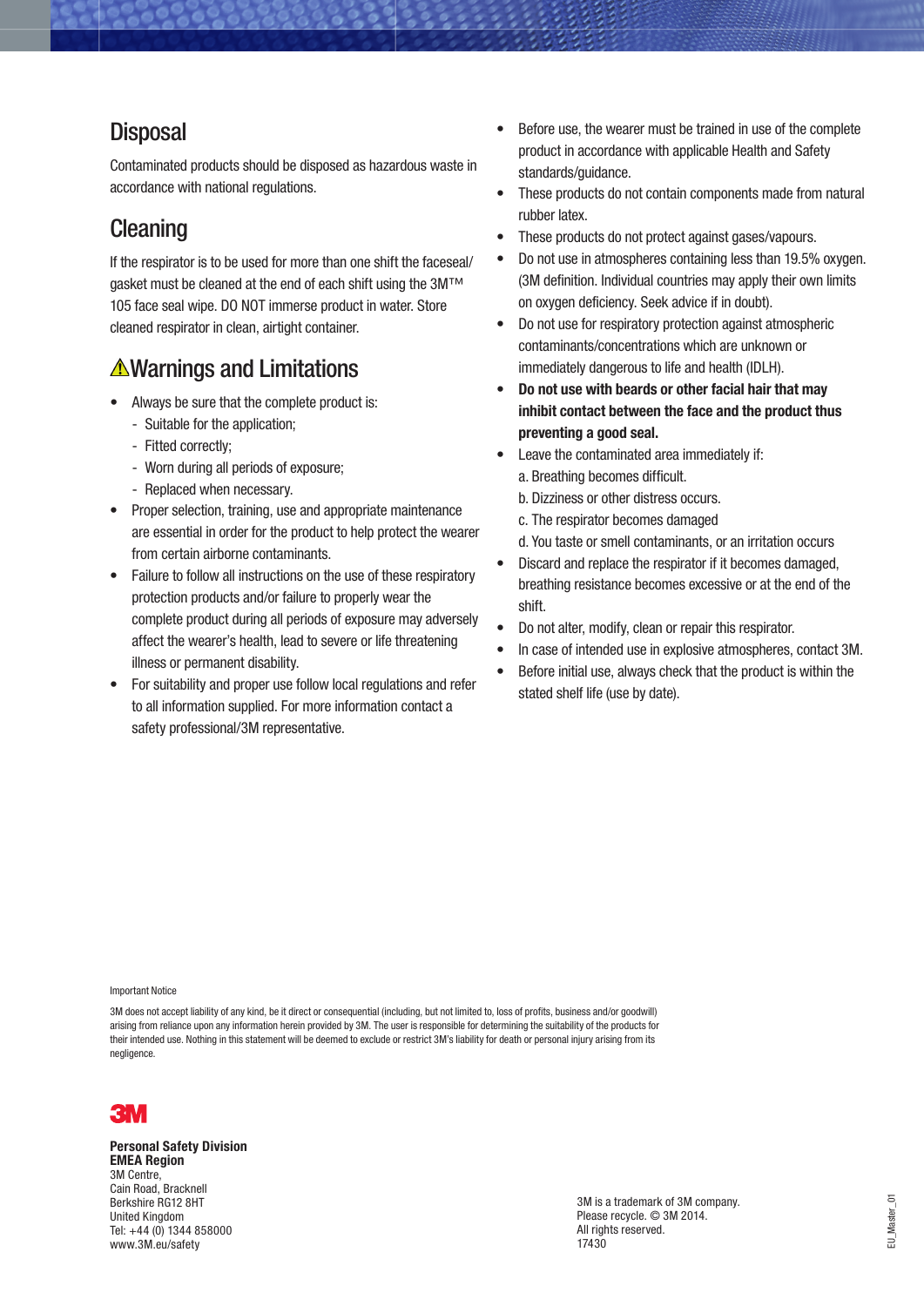## Disposal

Contaminated products should be disposed as hazardous waste in accordance with national regulations.

## Cleaning

If the respirator is to be used for more than one shift the faceseal/ gasket must be cleaned at the end of each shift using the 3M™ 105 face seal wipe. DO NOT immerse product in water. Store cleaned respirator in clean, airtight container.

## ⚠Warnings and Limitations

- Always be sure that the complete product is:
  - Suitable for the application;
  - Fitted correctly;
  - Worn during all periods of exposure;
  - Replaced when necessary.
- Proper selection, training, use and appropriate maintenance are essential in order for the product to help protect the wearer from certain airborne contaminants.
- Failure to follow all instructions on the use of these respiratory protection products and/or failure to properly wear the complete product during all periods of exposure may adversely affect the wearer's health, lead to severe or life threatening illness or permanent disability.
- For suitability and proper use follow local regulations and refer to all information supplied. For more information contact a safety professional/3M representative.
- Before use, the wearer must be trained in use of the complete product in accordance with applicable Health and Safety standards/guidance.
- These products do not contain components made from natural rubber latex.
- These products do not protect against gases/vapours.
- Do not use in atmospheres containing less than 19.5% oxygen. (3M definition. Individual countries may apply their own limits on oxygen deficiency. Seek advice if in doubt).
- Do not use for respiratory protection against atmospheric contaminants/concentrations which are unknown or immediately dangerous to life and health (IDLH).
- **Do not use with beards or other facial hair that may inhibit contact between the face and the product thus preventing a good seal.**
- Leave the contaminated area immediately if:
  a. Breathing becomes difficult.
  b. Dizziness or other distress occurs.
  c. The respirator becomes damaged
  d. You taste or smell contaminants, or an irritation occurs
- Discard and replace the respirator if it becomes damaged, breathing resistance becomes excessive or at the end of the shift.
- Do not alter, modify, clean or repair this respirator.
- In case of intended use in explosive atmospheres, contact 3M.
- Before initial use, always check that the product is within the stated shelf life (use by date).

Important Notice

3M does not accept liability of any kind, be it direct or consequential (including, but not limited to, loss of profits, business and/or goodwill) arising from reliance upon any information herein provided by 3M. The user is responsible for determining the suitability of the products for their intended use. Nothing in this statement will be deemed to exclude or restrict 3M's liability for death or personal injury arising from its negligence.

3M

**Personal Safety Division**
**EMEA Region**
3M Centre,
Cain Road, Bracknell
Berkshire RG12 8HT
United Kingdom
Tel: +44 (0) 1344 858000
www.3M.eu/safety

3M is a trademark of 3M company.
Please recycle. © 3M 2014.
All rights reserved.
17430

EU_Master_01